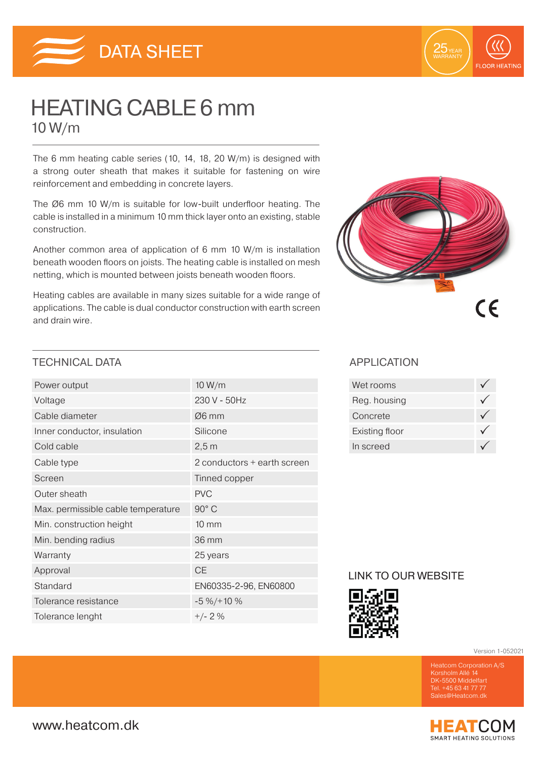# DATA SHEET

25 YEAR WARRANTY

FLOOR HEATING

# HEATING CABLE 6 mm

## 10 W/m

The 6 mm heating cable series (10, 14, 18, 20 W/m) is designed with a strong outer sheath that makes it suitable for fastening on wire reinforcement and embedding in concrete layers.

The Ø6 mm 10 W/m is suitable for low-built underfloor heating. The cable is installed in a minimum 10 mm thick layer onto an existing, stable construction.

Another common area of application of 6 mm 10 W/m is installation beneath wooden floors on joists. The heating cable is installed on mesh netting, which is mounted between joists beneath wooden floors.

Heating cables are available in many sizes suitable for a wide range of applications. The cable is dual conductor construction with earth screen and drain wire.

CE

## TECHNICAL DATA

| | |
|---|---|
| Power output | 10 W/m |
| Voltage | 230 V - 50Hz |
| Cable diameter | Ø6 mm |
| Inner conductor, insulation | Silicone |
| Cold cable | 2,5 m |
| Cable type | 2 conductors + earth screen |
| Screen | Tinned copper |
| Outer sheath | PVC |
| Max. permissible cable temperature | 90° C |
| Min. construction height | 10 mm |
| Min. bending radius | 36 mm |
| Warranty | 25 years |
| Approval | CE |
| Standard | EN60335-2-96, EN60800 |
| Tolerance resistance | -5 %/+10 % |
| Tolerance lenght | +/- 2 % |

## APPLICATION

| | |
|---|---|
| Wet rooms | ✓ |
| Reg. housing | ✓ |
| Concrete | ✓ |
| Existing floor | ✓ |
| In screed | ✓ |

## LINK TO OUR WEBSITE

Version 1-052021

Heatcom Corporation A/S
Korsholm Allé 14
DK-5500 Middelfart
Tel. +45 63 41 77 77
Sales@Heatcom.dk

www.heatcom.dk

HEATCOM
SMART HEATING SOLUTIONS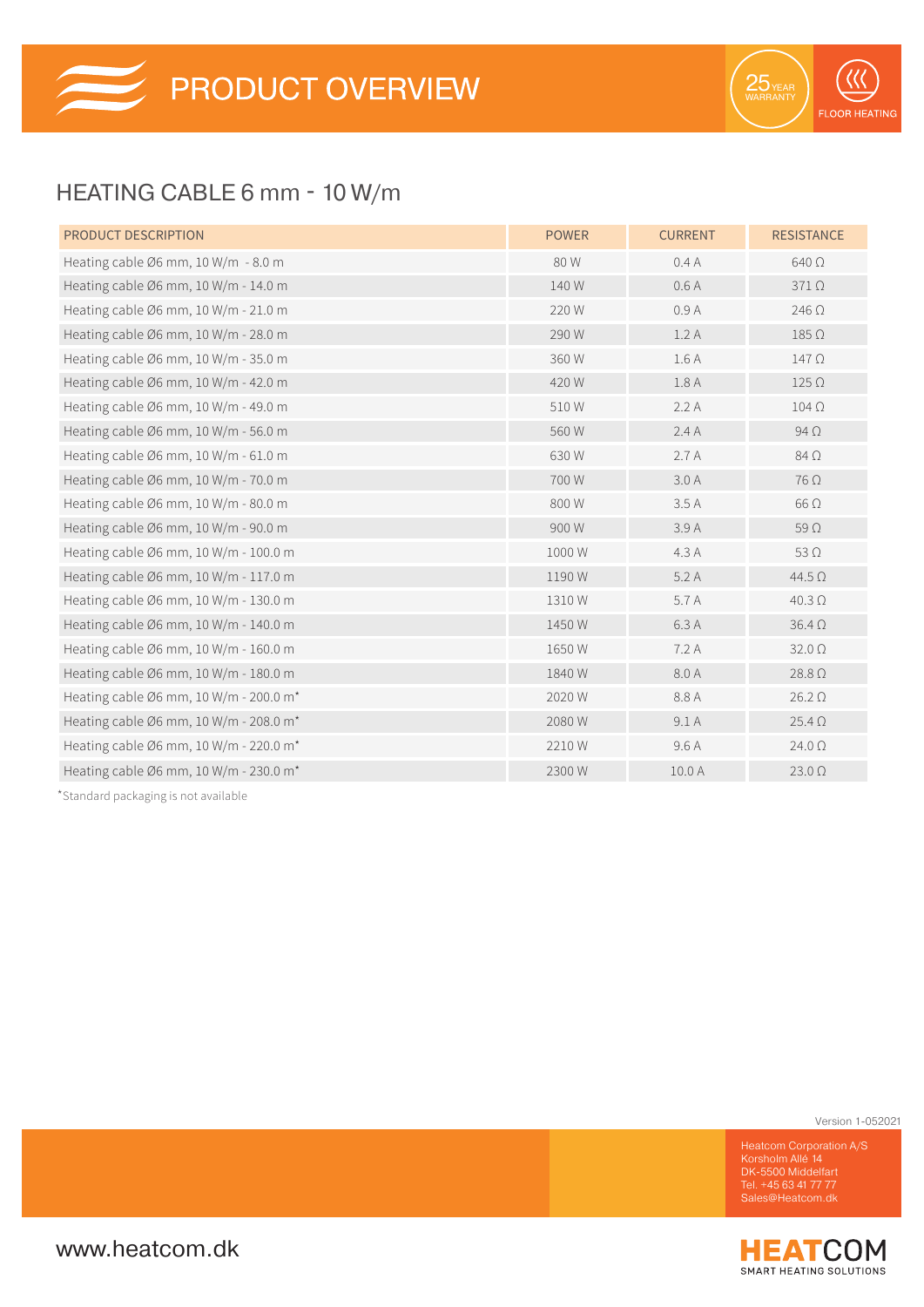# PRODUCT OVERVIEW

25 YEAR WARRANTY

FLOOR HEATING

## HEATING CABLE 6 mm - 10 W/m

| PRODUCT DESCRIPTION | POWER | CURRENT | RESISTANCE |
|---|---|---|---|
| Heating cable Ø6 mm, 10 W/m - 8.0 m | 80 W | 0.4 A | 640 Ω |
| Heating cable Ø6 mm, 10 W/m - 14.0 m | 140 W | 0.6 A | 371 Ω |
| Heating cable Ø6 mm, 10 W/m - 21.0 m | 220 W | 0.9 A | 246 Ω |
| Heating cable Ø6 mm, 10 W/m - 28.0 m | 290 W | 1.2 A | 185 Ω |
| Heating cable Ø6 mm, 10 W/m - 35.0 m | 360 W | 1.6 A | 147 Ω |
| Heating cable Ø6 mm, 10 W/m - 42.0 m | 420 W | 1.8 A | 125 Ω |
| Heating cable Ø6 mm, 10 W/m - 49.0 m | 510 W | 2.2 A | 104 Ω |
| Heating cable Ø6 mm, 10 W/m - 56.0 m | 560 W | 2.4 A | 94 Ω |
| Heating cable Ø6 mm, 10 W/m - 61.0 m | 630 W | 2.7 A | 84 Ω |
| Heating cable Ø6 mm, 10 W/m - 70.0 m | 700 W | 3.0 A | 76 Ω |
| Heating cable Ø6 mm, 10 W/m - 80.0 m | 800 W | 3.5 A | 66 Ω |
| Heating cable Ø6 mm, 10 W/m - 90.0 m | 900 W | 3.9 A | 59 Ω |
| Heating cable Ø6 mm, 10 W/m - 100.0 m | 1000 W | 4.3 A | 53 Ω |
| Heating cable Ø6 mm, 10 W/m - 117.0 m | 1190 W | 5.2 A | 44.5 Ω |
| Heating cable Ø6 mm, 10 W/m - 130.0 m | 1310 W | 5.7 A | 40.3 Ω |
| Heating cable Ø6 mm, 10 W/m - 140.0 m | 1450 W | 6.3 A | 36.4 Ω |
| Heating cable Ø6 mm, 10 W/m - 160.0 m | 1650 W | 7.2 A | 32.0 Ω |
| Heating cable Ø6 mm, 10 W/m - 180.0 m | 1840 W | 8.0 A | 28.8 Ω |
| Heating cable Ø6 mm, 10 W/m - 200.0 m* | 2020 W | 8.8 A | 26.2 Ω |
| Heating cable Ø6 mm, 10 W/m - 208.0 m* | 2080 W | 9.1 A | 25.4 Ω |
| Heating cable Ø6 mm, 10 W/m - 220.0 m* | 2210 W | 9.6 A | 24.0 Ω |
| Heating cable Ø6 mm, 10 W/m - 230.0 m* | 2300 W | 10.0 A | 23.0 Ω |

*Standard packaging is not available

Version 1-052021

Heatcom Corporation A/S
Korsholm Allé 14
DK-5500 Middelfart
Tel. +45 63 41 77 77
Sales@Heatcom.dk

www.heatcom.dk

HEATCOM
SMART HEATING SOLUTIONS